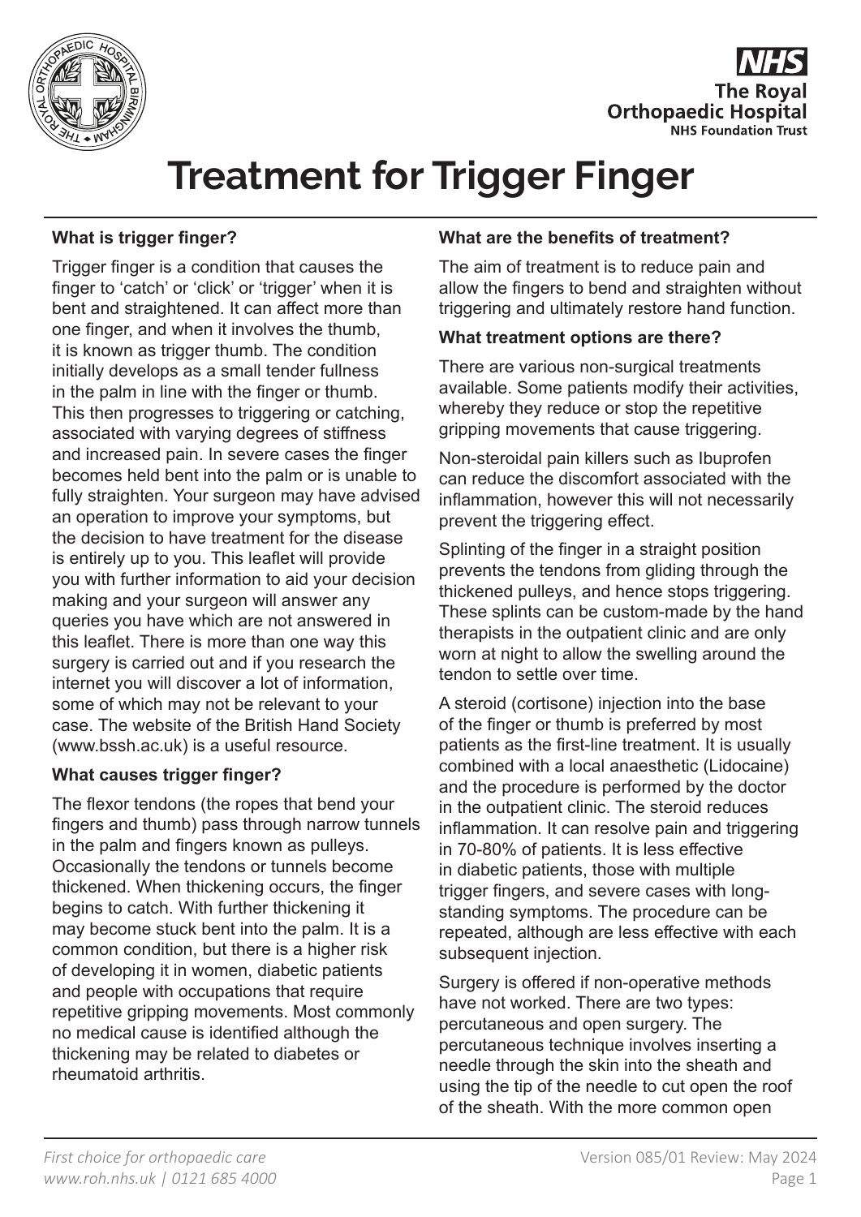# Treatment for Trigger Finger

**What is trigger finger?**

Trigger finger is a condition that causes the finger to 'catch' or 'click' or 'trigger' when it is bent and straightened. It can affect more than one finger, and when it involves the thumb, it is known as trigger thumb. The condition initially develops as a small tender fullness in the palm in line with the finger or thumb. This then progresses to triggering or catching, associated with varying degrees of stiffness and increased pain. In severe cases the finger becomes held bent into the palm or is unable to fully straighten. Your surgeon may have advised an operation to improve your symptoms, but the decision to have treatment for the disease is entirely up to you. This leaflet will provide you with further information to aid your decision making and your surgeon will answer any queries you have which are not answered in this leaflet. There is more than one way this surgery is carried out and if you research the internet you will discover a lot of information, some of which may not be relevant to your case. The website of the British Hand Society (www.bssh.ac.uk) is a useful resource.

**What causes trigger finger?**

The flexor tendons (the ropes that bend your fingers and thumb) pass through narrow tunnels in the palm and fingers known as pulleys. Occasionally the tendons or tunnels become thickened. When thickening occurs, the finger begins to catch. With further thickening it may become stuck bent into the palm. It is a common condition, but there is a higher risk of developing it in women, diabetic patients and people with occupations that require repetitive gripping movements. Most commonly no medical cause is identified although the thickening may be related to diabetes or rheumatoid arthritis.

**What are the benefits of treatment?**

The aim of treatment is to reduce pain and allow the fingers to bend and straighten without triggering and ultimately restore hand function.

**What treatment options are there?**

There are various non-surgical treatments available. Some patients modify their activities, whereby they reduce or stop the repetitive gripping movements that cause triggering.

Non-steroidal pain killers such as Ibuprofen can reduce the discomfort associated with the inflammation, however this will not necessarily prevent the triggering effect.

Splinting of the finger in a straight position prevents the tendons from gliding through the thickened pulleys, and hence stops triggering. These splints can be custom-made by the hand therapists in the outpatient clinic and are only worn at night to allow the swelling around the tendon to settle over time.

A steroid (cortisone) injection into the base of the finger or thumb is preferred by most patients as the first-line treatment. It is usually combined with a local anaesthetic (Lidocaine) and the procedure is performed by the doctor in the outpatient clinic. The steroid reduces inflammation. It can resolve pain and triggering in 70-80% of patients. It is less effective in diabetic patients, those with multiple trigger fingers, and severe cases with long-standing symptoms. The procedure can be repeated, although are less effective with each subsequent injection.

Surgery is offered if non-operative methods have not worked. There are two types: percutaneous and open surgery. The percutaneous technique involves inserting a needle through the skin into the sheath and using the tip of the needle to cut open the roof of the sheath. With the more common open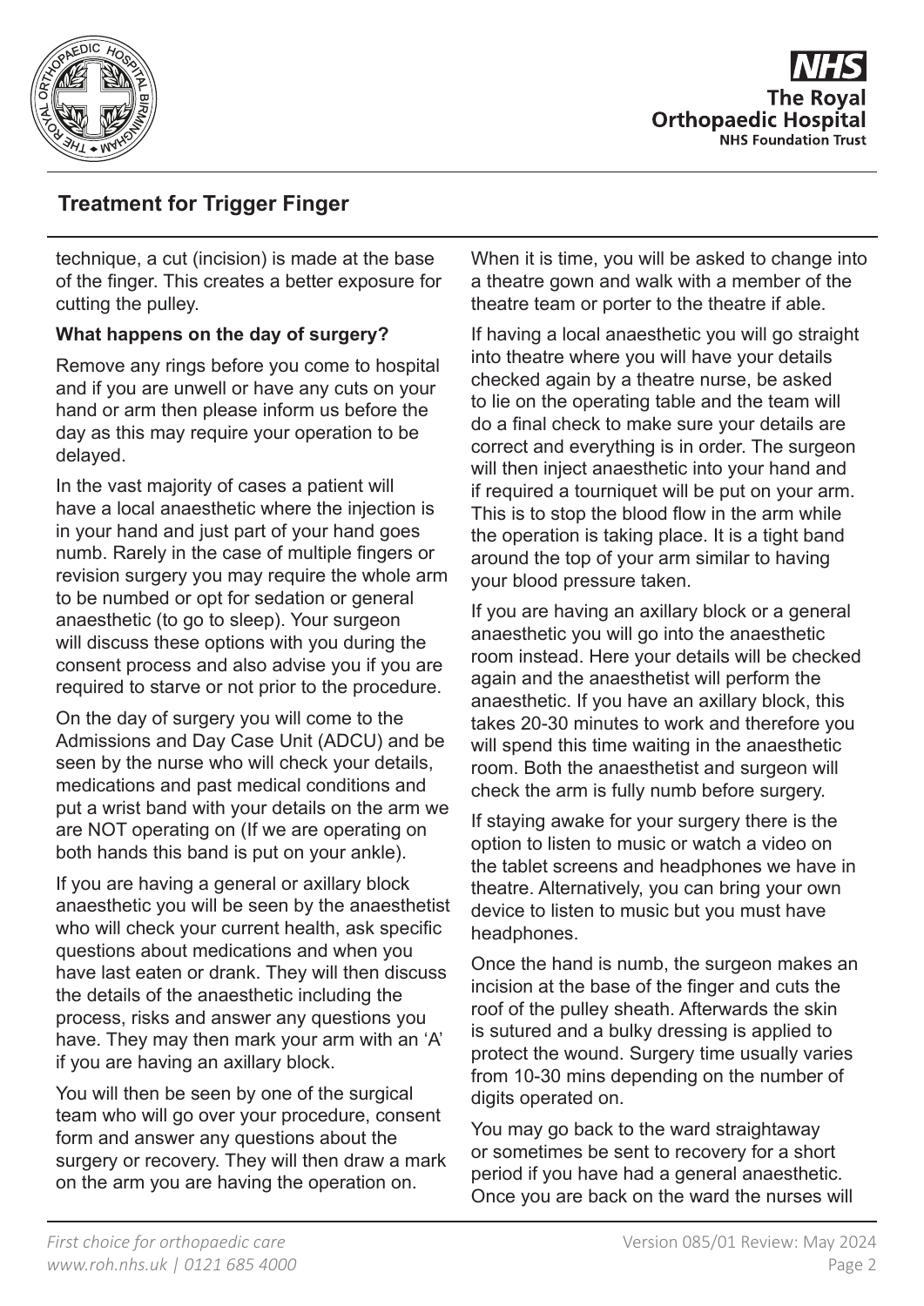technique, a cut (incision) is made at the base of the finger. This creates a better exposure for cutting the pulley.

**What happens on the day of surgery?**

Remove any rings before you come to hospital and if you are unwell or have any cuts on your hand or arm then please inform us before the day as this may require your operation to be delayed.

In the vast majority of cases a patient will have a local anaesthetic where the injection is in your hand and just part of your hand goes numb. Rarely in the case of multiple fingers or revision surgery you may require the whole arm to be numbed or opt for sedation or general anaesthetic (to go to sleep). Your surgeon will discuss these options with you during the consent process and also advise you if you are required to starve or not prior to the procedure.

On the day of surgery you will come to the Admissions and Day Case Unit (ADCU) and be seen by the nurse who will check your details, medications and past medical conditions and put a wrist band with your details on the arm we are NOT operating on (If we are operating on both hands this band is put on your ankle).

If you are having a general or axillary block anaesthetic you will be seen by the anaesthetist who will check your current health, ask specific questions about medications and when you have last eaten or drank. They will then discuss the details of the anaesthetic including the process, risks and answer any questions you have. They may then mark your arm with an 'A' if you are having an axillary block.

You will then be seen by one of the surgical team who will go over your procedure, consent form and answer any questions about the surgery or recovery. They will then draw a mark on the arm you are having the operation on.

When it is time, you will be asked to change into a theatre gown and walk with a member of the theatre team or porter to the theatre if able.

If having a local anaesthetic you will go straight into theatre where you will have your details checked again by a theatre nurse, be asked to lie on the operating table and the team will do a final check to make sure your details are correct and everything is in order. The surgeon will then inject anaesthetic into your hand and if required a tourniquet will be put on your arm. This is to stop the blood flow in the arm while the operation is taking place. It is a tight band around the top of your arm similar to having your blood pressure taken.

If you are having an axillary block or a general anaesthetic you will go into the anaesthetic room instead. Here your details will be checked again and the anaesthetist will perform the anaesthetic. If you have an axillary block, this takes 20-30 minutes to work and therefore you will spend this time waiting in the anaesthetic room. Both the anaesthetist and surgeon will check the arm is fully numb before surgery.

If staying awake for your surgery there is the option to listen to music or watch a video on the tablet screens and headphones we have in theatre. Alternatively, you can bring your own device to listen to music but you must have headphones.

Once the hand is numb, the surgeon makes an incision at the base of the finger and cuts the roof of the pulley sheath. Afterwards the skin is sutured and a bulky dressing is applied to protect the wound. Surgery time usually varies from 10-30 mins depending on the number of digits operated on.

You may go back to the ward straightaway or sometimes be sent to recovery for a short period if you have had a general anaesthetic. Once you are back on the ward the nurses will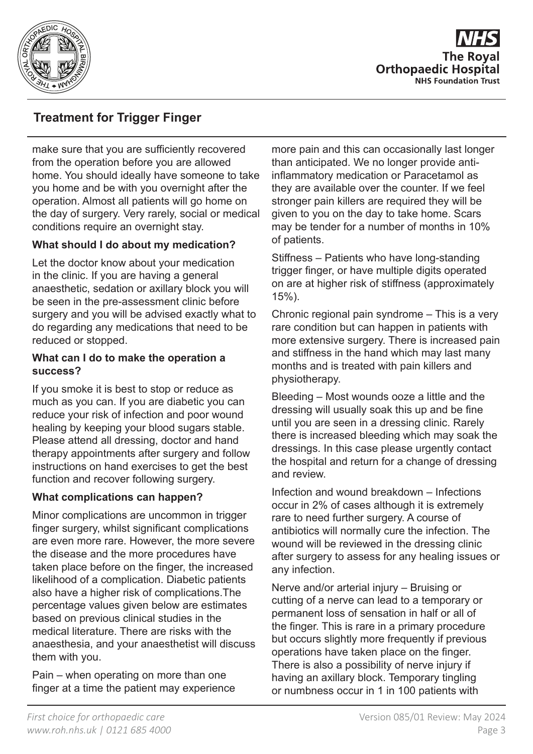make sure that you are sufficiently recovered from the operation before you are allowed home. You should ideally have someone to take you home and be with you overnight after the operation. Almost all patients will go home on the day of surgery. Very rarely, social or medical conditions require an overnight stay.

### What should I do about my medication?

Let the doctor know about your medication in the clinic. If you are having a general anaesthetic, sedation or axillary block you will be seen in the pre-assessment clinic before surgery and you will be advised exactly what to do regarding any medications that need to be reduced or stopped.

### What can I do to make the operation a success?

If you smoke it is best to stop or reduce as much as you can. If you are diabetic you can reduce your risk of infection and poor wound healing by keeping your blood sugars stable. Please attend all dressing, doctor and hand therapy appointments after surgery and follow instructions on hand exercises to get the best function and recover following surgery.

### What complications can happen?

Minor complications are uncommon in trigger finger surgery, whilst significant complications are even more rare. However, the more severe the disease and the more procedures have taken place before on the finger, the increased likelihood of a complication. Diabetic patients also have a higher risk of complications.The percentage values given below are estimates based on previous clinical studies in the medical literature. There are risks with the anaesthesia, and your anaesthetist will discuss them with you.

Pain – when operating on more than one finger at a time the patient may experience more pain and this can occasionally last longer than anticipated. We no longer provide anti-inflammatory medication or Paracetamol as they are available over the counter. If we feel stronger pain killers are required they will be given to you on the day to take home. Scars may be tender for a number of months in 10% of patients.

Stiffness – Patients who have long-standing trigger finger, or have multiple digits operated on are at higher risk of stiffness (approximately 15%).

Chronic regional pain syndrome – This is a very rare condition but can happen in patients with more extensive surgery. There is increased pain and stiffness in the hand which may last many months and is treated with pain killers and physiotherapy.

Bleeding – Most wounds ooze a little and the dressing will usually soak this up and be fine until you are seen in a dressing clinic. Rarely there is increased bleeding which may soak the dressings. In this case please urgently contact the hospital and return for a change of dressing and review.

Infection and wound breakdown – Infections occur in 2% of cases although it is extremely rare to need further surgery. A course of antibiotics will normally cure the infection. The wound will be reviewed in the dressing clinic after surgery to assess for any healing issues or any infection.

Nerve and/or arterial injury – Bruising or cutting of a nerve can lead to a temporary or permanent loss of sensation in half or all of the finger. This is rare in a primary procedure but occurs slightly more frequently if previous operations have taken place on the finger. There is also a possibility of nerve injury if having an axillary block. Temporary tingling or numbness occur in 1 in 100 patients with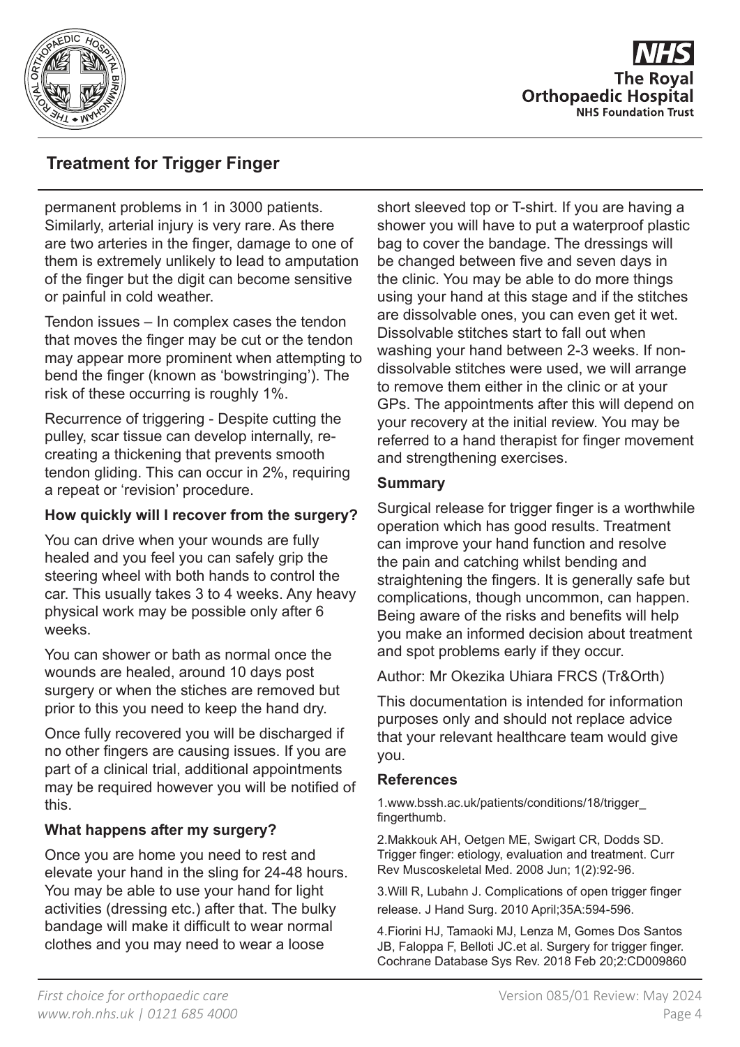permanent problems in 1 in 3000 patients. Similarly, arterial injury is very rare. As there are two arteries in the finger, damage to one of them is extremely unlikely to lead to amputation of the finger but the digit can become sensitive or painful in cold weather.

Tendon issues – In complex cases the tendon that moves the finger may be cut or the tendon may appear more prominent when attempting to bend the finger (known as 'bowstringing'). The risk of these occurring is roughly 1%.

Recurrence of triggering - Despite cutting the pulley, scar tissue can develop internally, re-creating a thickening that prevents smooth tendon gliding. This can occur in 2%, requiring a repeat or 'revision' procedure.

**How quickly will I recover from the surgery?**

You can drive when your wounds are fully healed and you feel you can safely grip the steering wheel with both hands to control the car. This usually takes 3 to 4 weeks. Any heavy physical work may be possible only after 6 weeks.

You can shower or bath as normal once the wounds are healed, around 10 days post surgery or when the stiches are removed but prior to this you need to keep the hand dry.

Once fully recovered you will be discharged if no other fingers are causing issues. If you are part of a clinical trial, additional appointments may be required however you will be notified of this.

**What happens after my surgery?**

Once you are home you need to rest and elevate your hand in the sling for 24-48 hours. You may be able to use your hand for light activities (dressing etc.) after that. The bulky bandage will make it difficult to wear normal clothes and you may need to wear a loose short sleeved top or T-shirt. If you are having a shower you will have to put a waterproof plastic bag to cover the bandage. The dressings will be changed between five and seven days in the clinic. You may be able to do more things using your hand at this stage and if the stitches are dissolvable ones, you can even get it wet. Dissolvable stitches start to fall out when washing your hand between 2-3 weeks. If non-dissolvable stitches were used, we will arrange to remove them either in the clinic or at your GPs. The appointments after this will depend on your recovery at the initial review. You may be referred to a hand therapist for finger movement and strengthening exercises.

**Summary**

Surgical release for trigger finger is a worthwhile operation which has good results. Treatment can improve your hand function and resolve the pain and catching whilst bending and straightening the fingers. It is generally safe but complications, though uncommon, can happen. Being aware of the risks and benefits will help you make an informed decision about treatment and spot problems early if they occur.

Author: Mr Okezika Uhiara FRCS (Tr&Orth)

This documentation is intended for information purposes only and should not replace advice that your relevant healthcare team would give you.

**References**

1.www.bssh.ac.uk/patients/conditions/18/trigger_fingerthumb.

2.Makkouk AH, Oetgen ME, Swigart CR, Dodds SD. Trigger finger: etiology, evaluation and treatment. Curr Rev Muscoskeletal Med. 2008 Jun; 1(2):92-96.

3.Will R, Lubahn J. Complications of open trigger finger release. J Hand Surg. 2010 April;35A:594-596.

4.Fiorini HJ, Tamaoki MJ, Lenza M, Gomes Dos Santos JB, Faloppa F, Belloti JC.et al. Surgery for trigger finger. Cochrane Database Sys Rev. 2018 Feb 20;2:CD009860